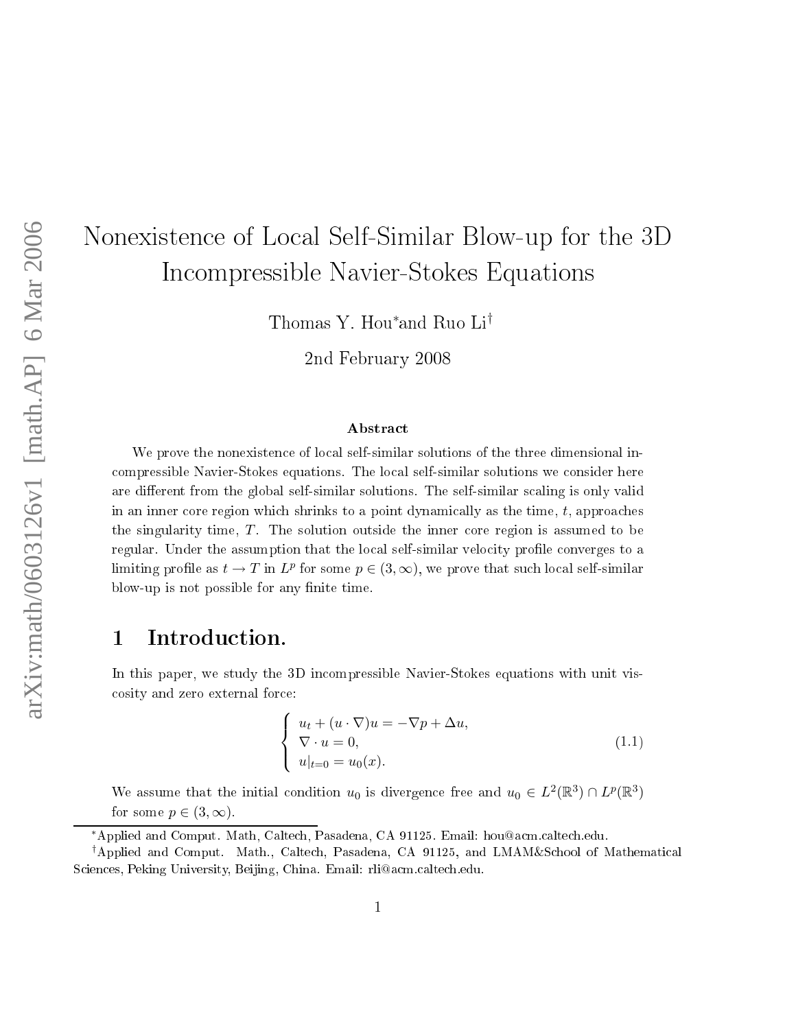# Nonexistence of Local Self-Similar Blow-up for the 3D Incompressible Navier-Stokes Equations

Thomas Y. Hou* and Ruo Li†

2nd February 2008

### Abstract

We prove the nonexistence of local self-similar solutions of the three dimensional incompressible Navier-Stokes equations. The local self-similar solutions we consider here are different from the global self-similar solutions. The self-similar scaling is only valid in an inner core region which shrinks to a point dynamically as the time, $t$, approaches the singularity time, $T$. The solution outside the inner core region is assumed to be regular. Under the assumption that the local self-similar velocity profile converges to a limiting profile as $t \to T$ in $L^p$ for some $p \in (3, \infty)$, we prove that such local self-similar blow-up is not possible for any finite time.

## 1 Introduction.

In this paper, we study the 3D incompressible Navier-Stokes equations with unit viscosity and zero external force:

$$
\begin{cases}
u_t + (u \cdot \nabla)u = -\nabla p + \Delta u, \\
\nabla \cdot u = 0, \\
u|_{t=0} = u_0(x).
\end{cases}
\tag{1.1}
$$

We assume that the initial condition $u_0$ is divergence free and $u_0 \in L^2(\mathbb{R}^3) \cap L^p(\mathbb{R}^3)$ for some $p \in (3, \infty)$.

*Applied and Comput. Math, Caltech, Pasadena, CA 91125. Email: hou@acm.caltech.edu.

†Applied and Comput. Math., Caltech, Pasadena, CA 91125, and LMAM&School of Mathematical Sciences, Peking University, Beijing, China. Email: rli@acm.caltech.edu.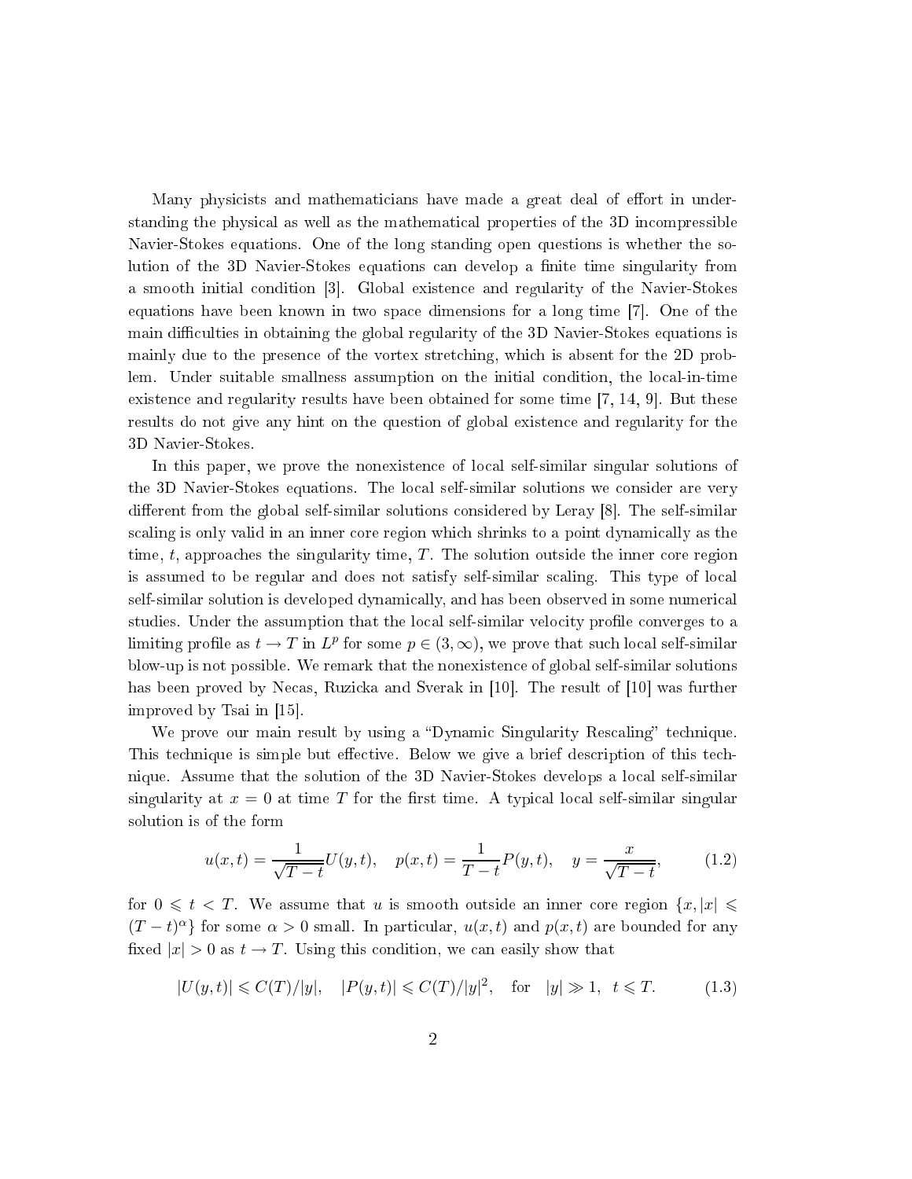Many physicists and mathematicians have made a great deal of effort in understanding the physical as well as the mathematical properties of the 3D incompressible Navier-Stokes equations. One of the long standing open questions is whether the solution of the 3D Navier-Stokes equations can develop a finite time singularity from a smooth initial condition [3]. Global existence and regularity of the Navier-Stokes equations have been known in two space dimensions for a long time [7]. One of the main difficulties in obtaining the global regularity of the 3D Navier-Stokes equations is mainly due to the presence of the vortex stretching, which is absent for the 2D problem. Under suitable smallness assumption on the initial condition, the local-in-time existence and regularity results have been obtained for some time [7, 14, 9]. But these results do not give any hint on the question of global existence and regularity for the 3D Navier-Stokes.

In this paper, we prove the nonexistence of local self-similar singular solutions of the 3D Navier-Stokes equations. The local self-similar solutions we consider are very different from the global self-similar solutions considered by Leray [8]. The self-similar scaling is only valid in an inner core region which shrinks to a point dynamically as the time, $t$, approaches the singularity time, $T$. The solution outside the inner core region is assumed to be regular and does not satisfy self-similar scaling. This type of local self-similar solution is developed dynamically, and has been observed in some numerical studies. Under the assumption that the local self-similar velocity profile converges to a limiting profile as $t \to T$ in $L^p$ for some $p \in (3, \infty)$, we prove that such local self-similar blow-up is not possible. We remark that the nonexistence of global self-similar solutions has been proved by Necas, Ruzicka and Sverak in [10]. The result of [10] was further improved by Tsai in [15].

We prove our main result by using a "Dynamic Singularity Rescaling" technique. This technique is simple but effective. Below we give a brief description of this technique. Assume that the solution of the 3D Navier-Stokes develops a local self-similar singularity at $x = 0$ at time $T$ for the first time. A typical local self-similar singular solution is of the form

$$u(x,t) = \frac{1}{\sqrt{T-t}} U(y,t), \quad p(x,t) = \frac{1}{T-t} P(y,t), \quad y = \frac{x}{\sqrt{T-t}}, \tag{1.2}$$

for $0 \leqslant t < T$. We assume that $u$ is smooth outside an inner core region $\{x, |x| \leqslant (T-t)^\alpha\}$ for some $\alpha > 0$ small. In particular, $u(x,t)$ and $p(x,t)$ are bounded for any fixed $|x| > 0$ as $t \to T$. Using this condition, we can easily show that

$$|U(y,t)| \leqslant C(T)/|y|, \quad |P(y,t)| \leqslant C(T)/|y|^2, \quad \text{for} \quad |y| \gg 1, \ \ t \leqslant T. \tag{1.3}$$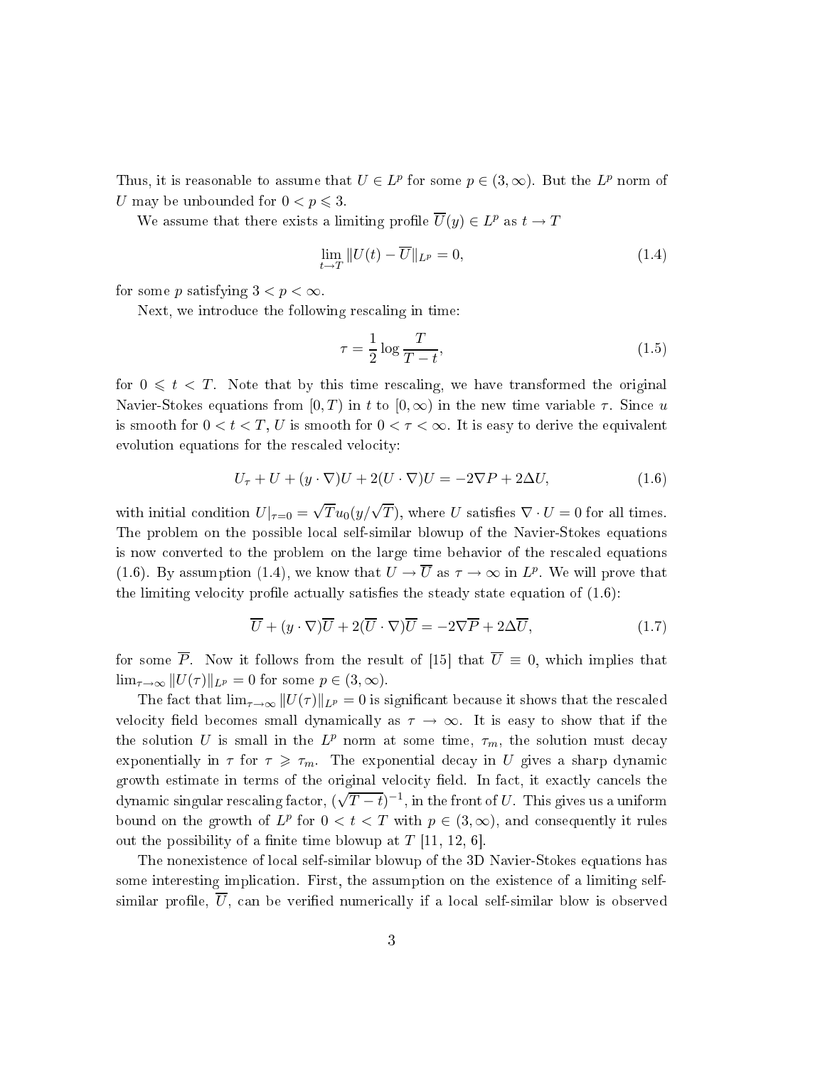Thus, it is reasonable to assume that $U \in L^p$ for some $p \in (3, \infty)$. But the $L^p$ norm of $U$ may be unbounded for $0 < p \leqslant 3$.

We assume that there exists a limiting profile $\overline{U}(y) \in L^p$ as $t \to T$

$$\lim_{t \to T} \|U(t) - \overline{U}\|_{L^p} = 0, \tag{1.4}$$

for some $p$ satisfying $3 < p < \infty$.

Next, we introduce the following rescaling in time:

$$\tau = \frac{1}{2} \log \frac{T}{T-t}, \tag{1.5}$$

for $0 \leqslant t < T$. Note that by this time rescaling, we have transformed the original Navier-Stokes equations from $[0, T)$ in $t$ to $[0, \infty)$ in the new time variable $\tau$. Since $u$ is smooth for $0 < t < T$, $U$ is smooth for $0 < \tau < \infty$. It is easy to derive the equivalent evolution equations for the rescaled velocity:

$$U_\tau + U + (y \cdot \nabla)U + 2(U \cdot \nabla)U = -2\nabla P + 2\Delta U, \tag{1.6}$$

with initial condition $U|_{\tau=0} = \sqrt{T} u_0(y/\sqrt{T})$, where $U$ satisfies $\nabla \cdot U = 0$ for all times. The problem on the possible local self-similar blowup of the Navier-Stokes equations is now converted to the problem on the large time behavior of the rescaled equations (1.6). By assumption (1.4), we know that $U \to \overline{U}$ as $\tau \to \infty$ in $L^p$. We will prove that the limiting velocity profile actually satisfies the steady state equation of (1.6):

$$\overline{U} + (y \cdot \nabla)\overline{U} + 2(\overline{U} \cdot \nabla)\overline{U} = -2\nabla \overline{P} + 2\Delta \overline{U}, \tag{1.7}$$

for some $\overline{P}$. Now it follows from the result of [15] that $\overline{U} \equiv 0$, which implies that $\lim_{\tau \to \infty} \|U(\tau)\|_{L^p} = 0$ for some $p \in (3, \infty)$.

The fact that $\lim_{\tau \to \infty} \|U(\tau)\|_{L^p} = 0$ is significant because it shows that the rescaled velocity field becomes small dynamically as $\tau \to \infty$. It is easy to show that if the the solution $U$ is small in the $L^p$ norm at some time, $\tau_m$, the solution must decay exponentially in $\tau$ for $\tau \geqslant \tau_m$. The exponential decay in $U$ gives a sharp dynamic growth estimate in terms of the original velocity field. In fact, it exactly cancels the dynamic singular rescaling factor, $(\sqrt{T-t})^{-1}$, in the front of $U$. This gives us a uniform bound on the growth of $L^p$ for $0 < t < T$ with $p \in (3, \infty)$, and consequently it rules out the possibility of a finite time blowup at $T$ [11, 12, 6].

The nonexistence of local self-similar blowup of the 3D Navier-Stokes equations has some interesting implication. First, the assumption on the existence of a limiting self-similar profile, $\overline{U}$, can be verified numerically if a local self-similar blow is observed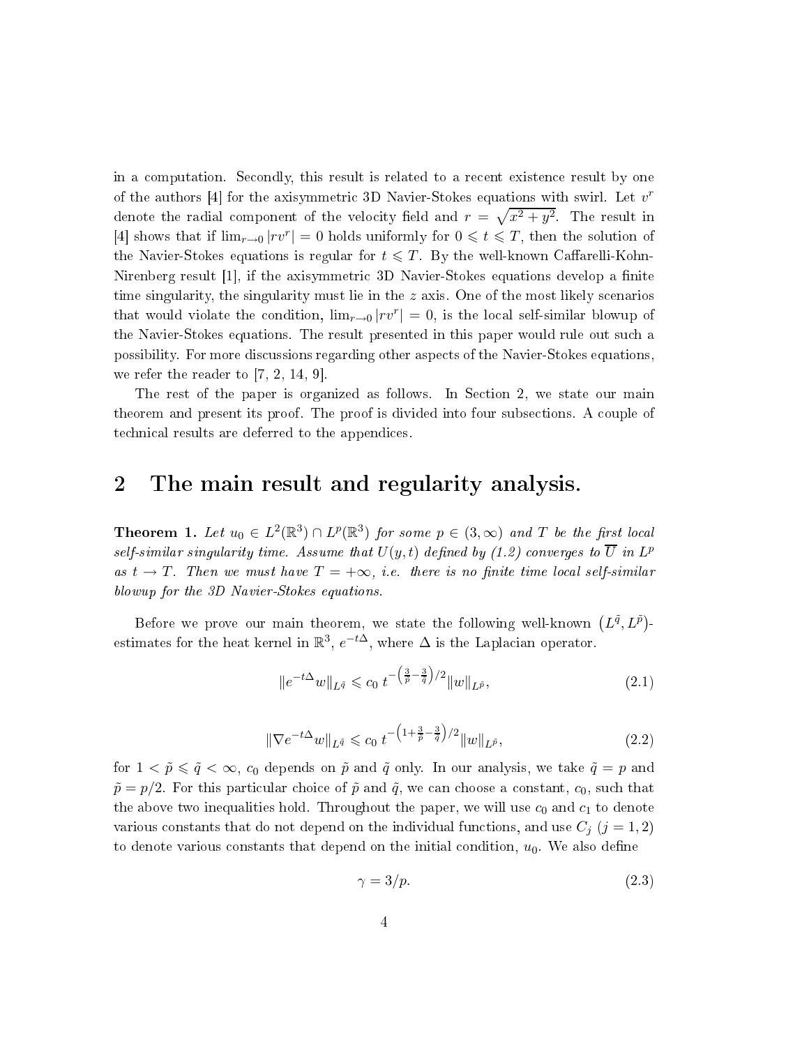in a computation. Secondly, this result is related to a recent existence result by one of the authors [4] for the axisymmetric 3D Navier-Stokes equations with swirl. Let $v^r$ denote the radial component of the velocity field and $r = \sqrt{x^2 + y^2}$. The result in [4] shows that if $\lim_{r\to 0} |rv^r| = 0$ holds uniformly for $0 \leqslant t \leqslant T$, then the solution of the Navier-Stokes equations is regular for $t \leqslant T$. By the well-known Caffarelli-Kohn-Nirenberg result [1], if the axisymmetric 3D Navier-Stokes equations develop a finite time singularity, the singularity must lie in the $z$ axis. One of the most likely scenarios that would violate the condition, $\lim_{r\to 0} |rv^r| = 0$, is the local self-similar blowup of the Navier-Stokes equations. The result presented in this paper would rule out such a possibility. For more discussions regarding other aspects of the Navier-Stokes equations, we refer the reader to [7, 2, 14, 9].

The rest of the paper is organized as follows. In Section 2, we state our main theorem and present its proof. The proof is divided into four subsections. A couple of technical results are deferred to the appendices.

## 2 The main result and regularity analysis.

**Theorem 1.** *Let $u_0 \in L^2(\mathbb{R}^3) \cap L^p(\mathbb{R}^3)$ for some $p \in (3, \infty)$ and $T$ be the first local self-similar singularity time. Assume that $U(y,t)$ defined by (1.2) converges to $\overline{U}$ in $L^p$ as $t \to T$. Then we must have $T = +\infty$, i.e. there is no finite time local self-similar blowup for the 3D Navier-Stokes equations.*

Before we prove our main theorem, we state the following well-known $\left(L^{\tilde{q}}, L^{\tilde{p}}\right)$-estimates for the heat kernel in $\mathbb{R}^3$, $e^{-t\Delta}$, where $\Delta$ is the Laplacian operator.

$$\|e^{-t\Delta} w\|_{L^{\tilde{q}}} \leqslant c_0 \, t^{-\left(\frac{3}{\tilde{p}} - \frac{3}{\tilde{q}}\right)/2} \|w\|_{L^{\tilde{p}}}, \tag{2.1}$$

$$\|\nabla e^{-t\Delta} w\|_{L^{\tilde{q}}} \leqslant c_0 \, t^{-\left(1 + \frac{3}{\tilde{p}} - \frac{3}{\tilde{q}}\right)/2} \|w\|_{L^{\tilde{p}}}, \tag{2.2}$$

for $1 < \tilde{p} \leqslant \tilde{q} < \infty$, $c_0$ depends on $\tilde{p}$ and $\tilde{q}$ only. In our analysis, we take $\tilde{q} = p$ and $\tilde{p} = p/2$. For this particular choice of $\tilde{p}$ and $\tilde{q}$, we can choose a constant, $c_0$, such that the above two inequalities hold. Throughout the paper, we will use $c_0$ and $c_1$ to denote various constants that do not depend on the individual functions, and use $C_j$ $(j = 1, 2)$ to denote various constants that depend on the initial condition, $u_0$. We also define

$$\gamma = 3/p. \tag{2.3}$$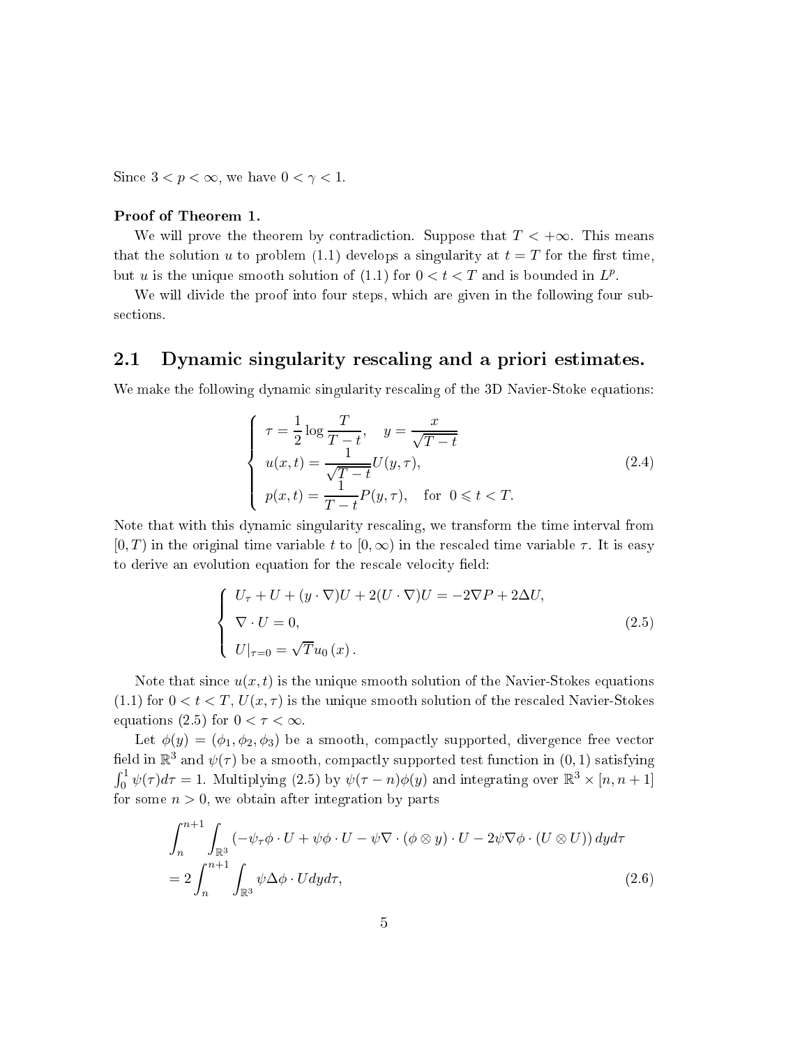Since $3 < p < \infty$, we have $0 < \gamma < 1$.

**Proof of Theorem 1.**

We will prove the theorem by contradiction. Suppose that $T < +\infty$. This means that the solution $u$ to problem (1.1) develops a singularity at $t = T$ for the first time, but $u$ is the unique smooth solution of (1.1) for $0 < t < T$ and is bounded in $L^p$.

We will divide the proof into four steps, which are given in the following four subsections.

## 2.1 Dynamic singularity rescaling and a priori estimates.

We make the following dynamic singularity rescaling of the 3D Navier-Stoke equations:

$$
\begin{cases}
\tau = \dfrac{1}{2}\log\dfrac{T}{T-t}, \quad y = \dfrac{x}{\sqrt{T-t}} \\
u(x,t) = \dfrac{1}{\sqrt{T-t}}U(y,\tau), \\
p(x,t) = \dfrac{1}{T-t}P(y,\tau), \quad \text{for } \ 0 \leqslant t < T.
\end{cases}
\tag{2.4}
$$

Note that with this dynamic singularity rescaling, we transform the time interval from $[0,T)$ in the original time variable $t$ to $[0,\infty)$ in the rescaled time variable $\tau$. It is easy to derive an evolution equation for the rescale velocity field:

$$
\begin{cases}
U_\tau + U + (y\cdot\nabla)U + 2(U\cdot\nabla)U = -2\nabla P + 2\Delta U, \\
\nabla\cdot U = 0, \\
U|_{\tau=0} = \sqrt{T}u_0\left(x\right).
\end{cases}
\tag{2.5}
$$

Note that since $u(x,t)$ is the unique smooth solution of the Navier-Stokes equations (1.1) for $0 < t < T$, $U(x,\tau)$ is the unique smooth solution of the rescaled Navier-Stokes equations (2.5) for $0 < \tau < \infty$.

Let $\phi(y) = (\phi_1, \phi_2, \phi_3)$ be a smooth, compactly supported, divergence free vector field in $\mathbb{R}^3$ and $\psi(\tau)$ be a smooth, compactly supported test function in $(0,1)$ satisfying $\int_0^1 \psi(\tau)d\tau = 1$. Multiplying (2.5) by $\psi(\tau - n)\phi(y)$ and integrating over $\mathbb{R}^3 \times [n, n+1]$ for some $n > 0$, we obtain after integration by parts

$$
\begin{aligned}
&\int_n^{n+1}\int_{\mathbb{R}^3} \left(-\psi_\tau\phi\cdot U + \psi\phi\cdot U - \psi\nabla\cdot(\phi\otimes y)\cdot U - 2\psi\nabla\phi\cdot(U\otimes U)\right)dyd\tau \\
&= 2\int_n^{n+1}\int_{\mathbb{R}^3}\psi\Delta\phi\cdot Udyd\tau,
\end{aligned}
\tag{2.6}
$$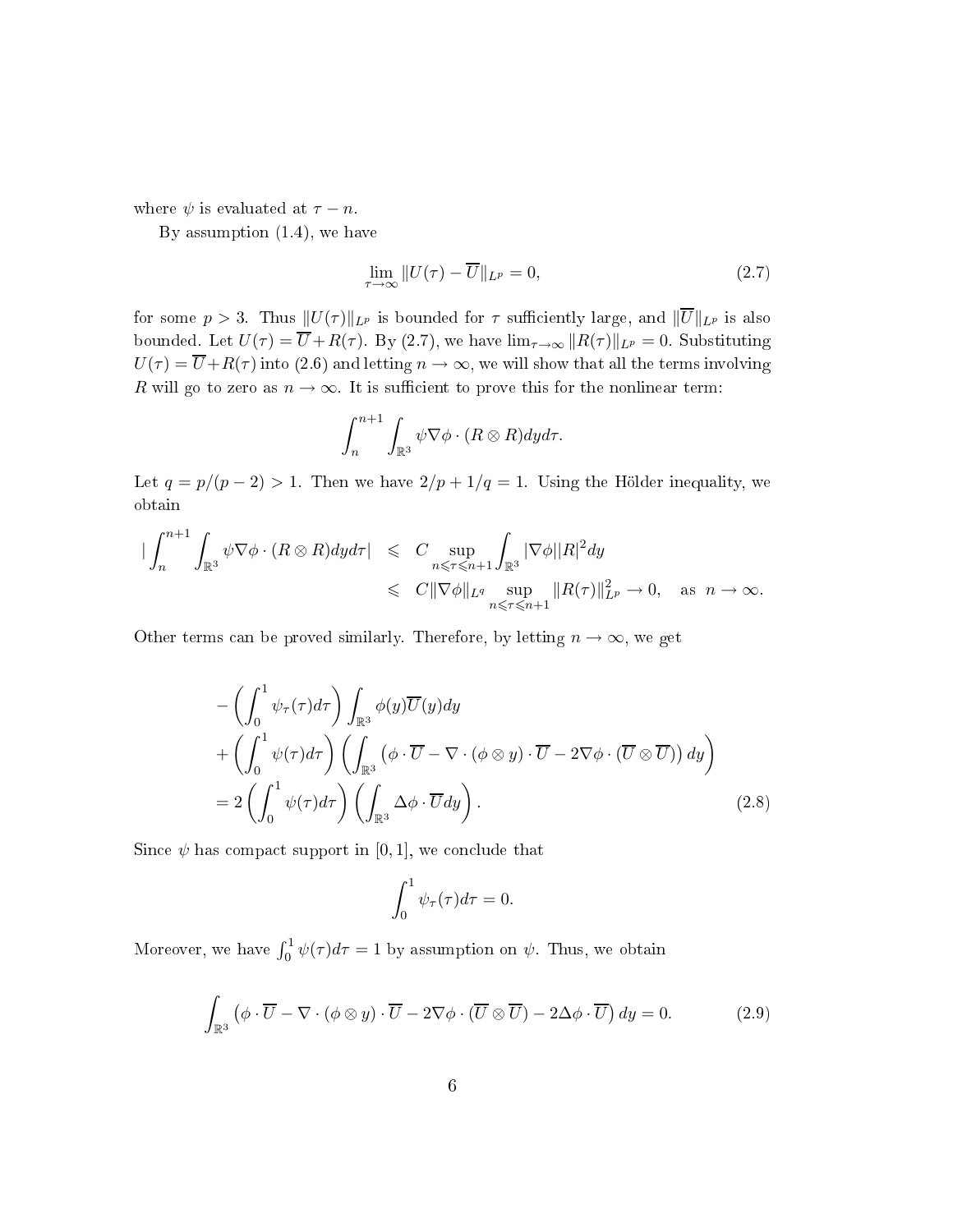where $\psi$ is evaluated at $\tau - n$.

By assumption (1.4), we have

$$\lim_{\tau \to \infty} \|U(\tau) - \overline{U}\|_{L^p} = 0, \tag{2.7}$$

for some $p > 3$. Thus $\|U(\tau)\|_{L^p}$ is bounded for $\tau$ sufficiently large, and $\|\overline{U}\|_{L^p}$ is also bounded. Let $U(\tau) = \overline{U} + R(\tau)$. By (2.7), we have $\lim_{\tau\to\infty} \|R(\tau)\|_{L^p} = 0$. Substituting $U(\tau) = \overline{U} + R(\tau)$ into (2.6) and letting $n \to \infty$, we will show that all the terms involving $R$ will go to zero as $n \to \infty$. It is sufficient to prove this for the nonlinear term:

$$\int_n^{n+1} \int_{\mathbb{R}^3} \psi \nabla\phi \cdot (R \otimes R) dy d\tau.$$

Let $q = p/(p-2) > 1$. Then we have $2/p + 1/q = 1$. Using the Hölder inequality, we obtain

$$\begin{aligned}
|\int_n^{n+1} \int_{\mathbb{R}^3} \psi \nabla\phi \cdot (R \otimes R) dy d\tau| &\leqslant C \sup_{n \leqslant \tau \leqslant n+1} \int_{\mathbb{R}^3} |\nabla\phi||R|^2 dy \\
&\leqslant C\|\nabla\phi\|_{L^q} \sup_{n \leqslant \tau \leqslant n+1} \|R(\tau)\|_{L^p}^2 \to 0, \quad \text{as } n \to \infty.
\end{aligned}$$

Other terms can be proved similarly. Therefore, by letting $n \to \infty$, we get

$$\begin{aligned}
&-\left(\int_0^1 \psi_\tau(\tau) d\tau\right) \int_{\mathbb{R}^3} \phi(y) \overline{U}(y) dy \\
&+ \left(\int_0^1 \psi(\tau) d\tau\right) \left(\int_{\mathbb{R}^3} \left(\phi \cdot \overline{U} - \nabla \cdot (\phi \otimes y) \cdot \overline{U} - 2\nabla\phi \cdot (\overline{U} \otimes \overline{U})\right) dy\right) \\
&= 2\left(\int_0^1 \psi(\tau) d\tau\right) \left(\int_{\mathbb{R}^3} \Delta\phi \cdot \overline{U} dy\right).
\end{aligned} \tag{2.8}$$

Since $\psi$ has compact support in $[0, 1]$, we conclude that

$$\int_0^1 \psi_\tau(\tau) d\tau = 0.$$

Moreover, we have $\int_0^1 \psi(\tau) d\tau = 1$ by assumption on $\psi$. Thus, we obtain

$$\int_{\mathbb{R}^3} \left(\phi \cdot \overline{U} - \nabla \cdot (\phi \otimes y) \cdot \overline{U} - 2\nabla\phi \cdot (\overline{U} \otimes \overline{U}) - 2\Delta\phi \cdot \overline{U}\right) dy = 0. \tag{2.9}$$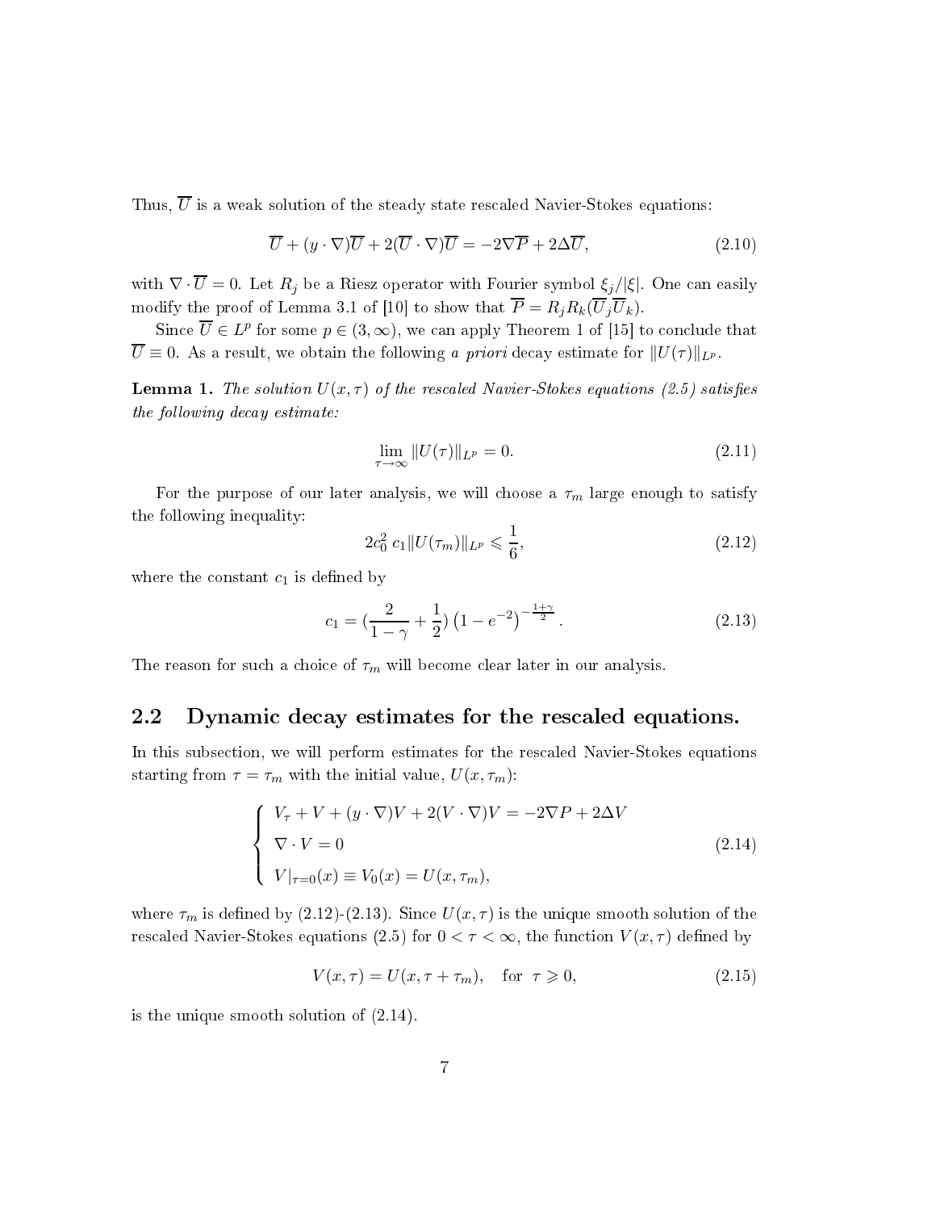Thus, $\overline{U}$ is a weak solution of the steady state rescaled Navier-Stokes equations:

$$\overline{U} + (y \cdot \nabla)\overline{U} + 2(\overline{U} \cdot \nabla)\overline{U} = -2\nabla\overline{P} + 2\Delta\overline{U}, \tag{2.10}$$

with $\nabla \cdot \overline{U} = 0$. Let $R_j$ be a Riesz operator with Fourier symbol $\xi_j/|\xi|$. One can easily modify the proof of Lemma 3.1 of [10] to show that $\overline{P} = R_j R_k(\overline{U}_j \overline{U}_k)$.

Since $\overline{U} \in L^p$ for some $p \in (3, \infty)$, we can apply Theorem 1 of [15] to conclude that $\overline{U} \equiv 0$. As a result, we obtain the following *a priori* decay estimate for $\|U(\tau)\|_{L^p}$.

**Lemma 1.** *The solution $U(x, \tau)$ of the rescaled Navier-Stokes equations (2.5) satisfies the following decay estimate:*

$$\lim_{\tau \to \infty} \|U(\tau)\|_{L^p} = 0. \tag{2.11}$$

For the purpose of our later analysis, we will choose a $\tau_m$ large enough to satisfy the following inequality:

$$2c_0^2\, c_1 \|U(\tau_m)\|_{L^p} \leqslant \frac{1}{6}, \tag{2.12}$$

where the constant $c_1$ is defined by

$$c_1 = (\frac{2}{1-\gamma} + \frac{1}{2}) \left(1 - e^{-2}\right)^{-\frac{1+\gamma}{2}}. \tag{2.13}$$

The reason for such a choice of $\tau_m$ will become clear later in our analysis.

## 2.2 Dynamic decay estimates for the rescaled equations.

In this subsection, we will perform estimates for the rescaled Navier-Stokes equations starting from $\tau = \tau_m$ with the initial value, $U(x, \tau_m)$:

$$\begin{cases} V_\tau + V + (y \cdot \nabla)V + 2(V \cdot \nabla)V = -2\nabla P + 2\Delta V \\ \nabla \cdot V = 0 \\ V|_{\tau=0}(x) \equiv V_0(x) = U(x, \tau_m), \end{cases} \tag{2.14}$$

where $\tau_m$ is defined by (2.12)-(2.13). Since $U(x, \tau)$ is the unique smooth solution of the rescaled Navier-Stokes equations (2.5) for $0 < \tau < \infty$, the function $V(x, \tau)$ defined by

$$V(x, \tau) = U(x, \tau + \tau_m), \quad \text{for } \tau \geqslant 0, \tag{2.15}$$

is the unique smooth solution of (2.14).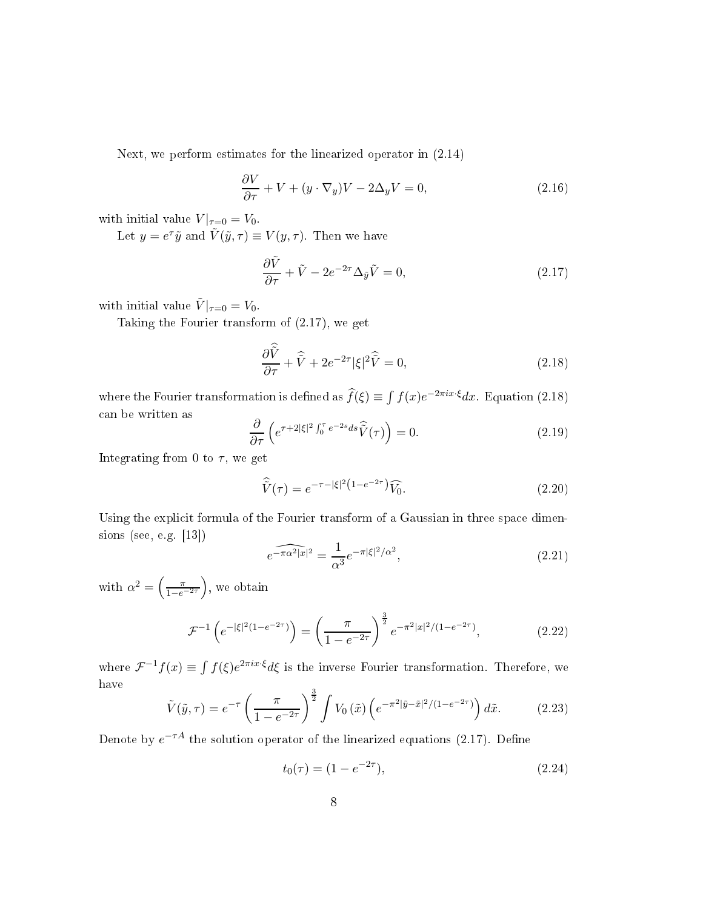Next, we perform estimates for the linearized operator in (2.14)

$$\frac{\partial V}{\partial \tau} + V + (y \cdot \nabla_y)V - 2\Delta_y V = 0, \tag{2.16}$$

with initial value $V|_{\tau=0} = V_0$.

Let $y = e^{\tau}\tilde{y}$ and $\tilde{V}(\tilde{y}, \tau) \equiv V(y, \tau)$. Then we have

$$\frac{\partial \tilde{V}}{\partial \tau} + \tilde{V} - 2e^{-2\tau}\Delta_{\tilde{y}}\tilde{V} = 0, \tag{2.17}$$

with initial value $\tilde{V}|_{\tau=0} = V_0$.

Taking the Fourier transform of (2.17), we get

$$\frac{\partial \widehat{\tilde{V}}}{\partial \tau} + \widehat{\tilde{V}} + 2e^{-2\tau}|\xi|^2\widehat{\tilde{V}} = 0, \tag{2.18}$$

where the Fourier transformation is defined as $\widehat{f}(\xi) \equiv \int f(x)e^{-2\pi i x\cdot\xi}dx$. Equation (2.18) can be written as

$$\frac{\partial}{\partial \tau}\left(e^{\tau + 2|\xi|^2\int_0^\tau e^{-2s}ds}\widehat{\tilde{V}}(\tau)\right) = 0. \tag{2.19}$$

Integrating from 0 to $\tau$, we get

$$\widehat{\tilde{V}}(\tau) = e^{-\tau - |\xi|^2\left(1-e^{-2\tau}\right)}\widehat{V_0}. \tag{2.20}$$

Using the explicit formula of the Fourier transform of a Gaussian in three space dimensions (see, e.g. [13])

$$\widehat{e^{-\pi\alpha^2|x|^2}} = \frac{1}{\alpha^3}e^{-\pi|\xi|^2/\alpha^2}, \tag{2.21}$$

with $\alpha^2 = \left(\frac{\pi}{1-e^{-2\tau}}\right)$, we obtain

$$\mathcal{F}^{-1}\left(e^{-|\xi|^2(1-e^{-2\tau})}\right) = \left(\frac{\pi}{1-e^{-2\tau}}\right)^{\frac{3}{2}} e^{-\pi^2|x|^2/(1-e^{-2\tau})}, \tag{2.22}$$

where $\mathcal{F}^{-1}f(x) \equiv \int f(\xi)e^{2\pi i x\cdot\xi}d\xi$ is the inverse Fourier transformation. Therefore, we have

$$\tilde{V}(\tilde{y}, \tau) = e^{-\tau}\left(\frac{\pi}{1-e^{-2\tau}}\right)^{\frac{3}{2}} \int V_0\left(\tilde{x}\right)\left(e^{-\pi^2|\tilde{y}-\tilde{x}|^2/(1-e^{-2\tau})}\right)d\tilde{x}. \tag{2.23}$$

Denote by $e^{-\tau A}$ the solution operator of the linearized equations (2.17). Define

$$t_0(\tau) = (1 - e^{-2\tau}), \tag{2.24}$$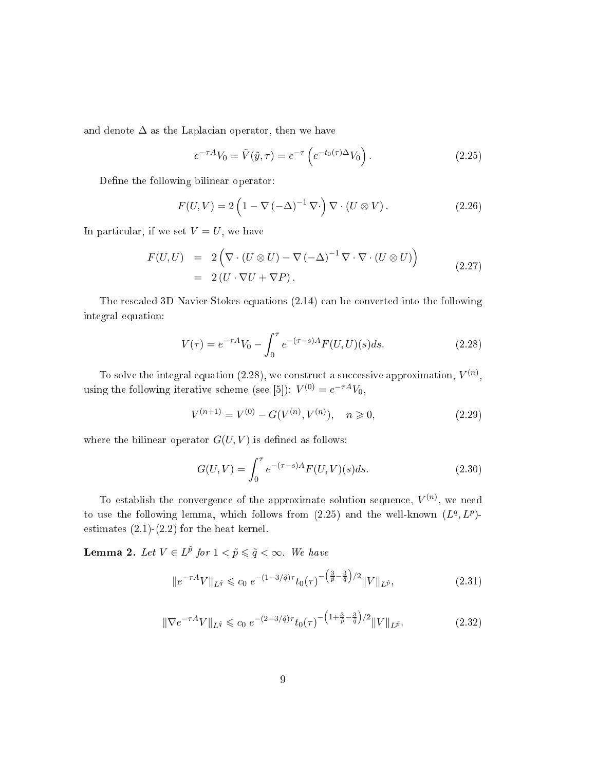and denote $\Delta$ as the Laplacian operator, then we have

$$e^{-\tau A} V_0 = \tilde{V}(\tilde{y}, \tau) = e^{-\tau} \left( e^{-t_0(\tau)\Delta} V_0 \right). \tag{2.25}$$

Define the following bilinear operator:

$$F(U, V) = 2 \left( 1 - \nabla (-\Delta)^{-1} \nabla \cdot \right) \nabla \cdot (U \otimes V). \tag{2.26}$$

In particular, if we set $V = U$, we have

$$\begin{aligned} F(U, U) &= 2 \left( \nabla \cdot (U \otimes U) - \nabla (-\Delta)^{-1} \nabla \cdot \nabla \cdot (U \otimes U) \right) \\ &= 2 \left( U \cdot \nabla U + \nabla P \right). \end{aligned} \tag{2.27}$$

The rescaled 3D Navier-Stokes equations (2.14) can be converted into the following integral equation:

$$V(\tau) = e^{-\tau A} V_0 - \int_0^\tau e^{-(\tau - s)A} F(U, U)(s) ds. \tag{2.28}$$

To solve the integral equation (2.28), we construct a successive approximation, $V^{(n)}$, using the following iterative scheme (see [5]): $V^{(0)} = e^{-\tau A} V_0$,

$$V^{(n+1)} = V^{(0)} - G(V^{(n)}, V^{(n)}), \quad n \geqslant 0, \tag{2.29}$$

where the bilinear operator $G(U, V)$ is defined as follows:

$$G(U, V) = \int_0^\tau e^{-(\tau - s)A} F(U, V)(s) ds. \tag{2.30}$$

To establish the convergence of the approximate solution sequence, $V^{(n)}$, we need to use the following lemma, which follows from (2.25) and the well-known $(L^q, L^p)$-estimates (2.1)-(2.2) for the heat kernel.

**Lemma 2.** *Let $V \in L^{\tilde{p}}$ for $1 < \tilde{p} \leqslant \tilde{q} < \infty$. We have*

$$\| e^{-\tau A} V \|_{L^{\tilde{q}}} \leqslant c_0 \, e^{-(1 - 3/\tilde{q})\tau} t_0(\tau)^{-\left( \frac{3}{\tilde{p}} - \frac{3}{\tilde{q}} \right)/2} \| V \|_{L^{\tilde{p}}}, \tag{2.31}$$

$$\| \nabla e^{-\tau A} V \|_{L^{\tilde{q}}} \leqslant c_0 \, e^{-(2 - 3/\tilde{q})\tau} t_0(\tau)^{-\left( 1 + \frac{3}{\tilde{p}} - \frac{3}{\tilde{q}} \right)/2} \| V \|_{L^{\tilde{p}}}. \tag{2.32}$$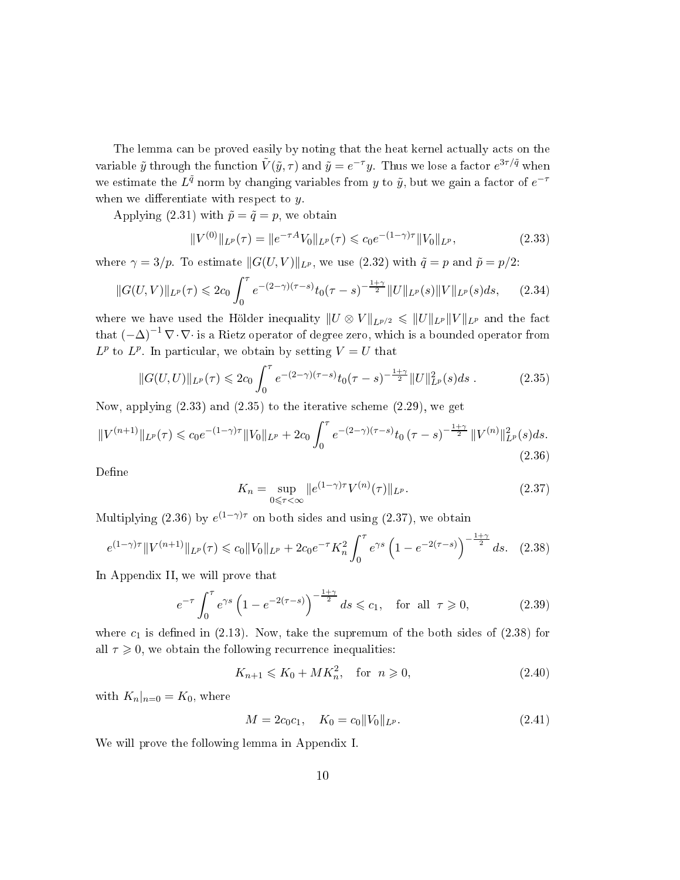The lemma can be proved easily by noting that the heat kernel actually acts on the variable $\tilde{y}$ through the function $\tilde{V}(\tilde{y},\tau)$ and $\tilde{y} = e^{-\tau}y$. Thus we lose a factor $e^{3\tau/\tilde{q}}$ when we estimate the $L^{\tilde{q}}$ norm by changing variables from $y$ to $\tilde{y}$, but we gain a factor of $e^{-\tau}$ when we differentiate with respect to $y$.

Applying (2.31) with $\tilde{p} = \tilde{q} = p$, we obtain

$$\|V^{(0)}\|_{L^p}(\tau) = \|e^{-\tau A}V_0\|_{L^p}(\tau) \leqslant c_0 e^{-(1-\gamma)\tau}\|V_0\|_{L^p}, \tag{2.33}$$

where $\gamma = 3/p$. To estimate $\|G(U,V)\|_{L^p}$, we use (2.32) with $\tilde{q} = p$ and $\tilde{p} = p/2$:

$$\|G(U,V)\|_{L^p}(\tau) \leqslant 2c_0 \int_0^\tau e^{-(2-\gamma)(\tau-s)} t_0(\tau-s)^{-\frac{1+\gamma}{2}} \|U\|_{L^p}(s)\|V\|_{L^p}(s)ds, \tag{2.34}$$

where we have used the Hölder inequality $\|U \otimes V\|_{L^{p/2}} \leqslant \|U\|_{L^p}\|V\|_{L^p}$ and the fact that $(-\Delta)^{-1}\nabla\cdot\nabla\cdot$ is a Rietz operator of degree zero, which is a bounded operator from $L^p$ to $L^p$. In particular, we obtain by setting $V = U$ that

$$\|G(U,U)\|_{L^p}(\tau) \leqslant 2c_0 \int_0^\tau e^{-(2-\gamma)(\tau-s)} t_0(\tau-s)^{-\frac{1+\gamma}{2}} \|U\|^2_{L^p}(s)ds \, . \tag{2.35}$$

Now, applying (2.33) and (2.35) to the iterative scheme (2.29), we get

$$\|V^{(n+1)}\|_{L^p}(\tau) \leqslant c_0 e^{-(1-\gamma)\tau}\|V_0\|_{L^p} + 2c_0 \int_0^\tau e^{-(2-\gamma)(\tau-s)} t_0\left(\tau-s\right)^{-\frac{1+\gamma}{2}} \|V^{(n)}\|^2_{L^p}(s)ds. \tag{2.36}$$

Define

$$K_n = \sup_{0\leqslant\tau<\infty} \|e^{(1-\gamma)\tau}V^{(n)}(\tau)\|_{L^p}. \tag{2.37}$$

Multiplying (2.36) by $e^{(1-\gamma)\tau}$ on both sides and using (2.37), we obtain

$$e^{(1-\gamma)\tau}\|V^{(n+1)}\|_{L^p}(\tau) \leqslant c_0\|V_0\|_{L^p} + 2c_0 e^{-\tau} K_n^2 \int_0^\tau e^{\gamma s}\left(1 - e^{-2(\tau-s)}\right)^{-\frac{1+\gamma}{2}} ds. \tag{2.38}$$

In Appendix II, we will prove that

$$e^{-\tau}\int_0^\tau e^{\gamma s}\left(1 - e^{-2(\tau-s)}\right)^{-\frac{1+\gamma}{2}} ds \leqslant c_1, \quad \text{for all} \;\; \tau \geqslant 0, \tag{2.39}$$

where $c_1$ is defined in (2.13). Now, take the supremum of the both sides of (2.38) for all $\tau \geqslant 0$, we obtain the following recurrence inequalities:

$$K_{n+1} \leqslant K_0 + MK_n^2, \quad \text{for} \;\; n \geqslant 0, \tag{2.40}$$

with $K_n|_{n=0} = K_0$, where

$$M = 2c_0c_1, \quad K_0 = c_0\|V_0\|_{L^p}. \tag{2.41}$$

We will prove the following lemma in Appendix I.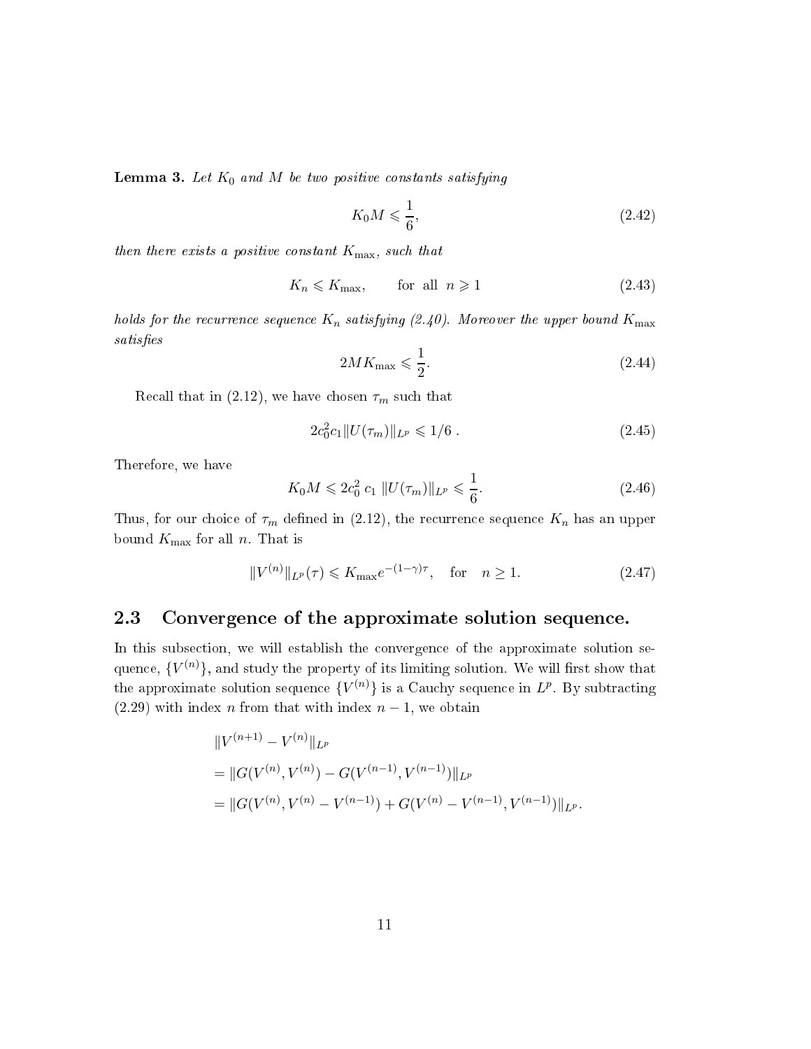**Lemma 3.** *Let $K_0$ and $M$ be two positive constants satisfying*

$$K_0 M \leqslant \frac{1}{6}, \tag{2.42}$$

*then there exists a positive constant $K_{\max}$, such that*

$$K_n \leqslant K_{\max}, \qquad \text{for all } \ n \geqslant 1 \tag{2.43}$$

*holds for the recurrence sequence $K_n$ satisfying (2.40). Moreover the upper bound $K_{\max}$ satisfies*

$$2MK_{\max} \leqslant \frac{1}{2}. \tag{2.44}$$

Recall that in (2.12), we have chosen $\tau_m$ such that

$$2c_0^2 c_1 \|U(\tau_m)\|_{L^p} \leqslant 1/6 \ . \tag{2.45}$$

Therefore, we have

$$K_0 M \leqslant 2c_0^2 \ c_1 \ \|U(\tau_m)\|_{L^p} \leqslant \frac{1}{6}. \tag{2.46}$$

Thus, for our choice of $\tau_m$ defined in (2.12), the recurrence sequence $K_n$ has an upper bound $K_{\max}$ for all $n$. That is

$$\|V^{(n)}\|_{L^p}(\tau) \leqslant K_{\max} e^{-(1-\gamma)\tau}, \quad \text{for} \quad n \geq 1. \tag{2.47}$$

## 2.3 Convergence of the approximate solution sequence.

In this subsection, we will establish the convergence of the approximate solution sequence, $\{V^{(n)}\}$, and study the property of its limiting solution. We will first show that the approximate solution sequence $\{V^{(n)}\}$ is a Cauchy sequence in $L^p$. By subtracting (2.29) with index $n$ from that with index $n-1$, we obtain

$$\begin{aligned}
&\|V^{(n+1)} - V^{(n)}\|_{L^p} \\
&= \|G(V^{(n)}, V^{(n)}) - G(V^{(n-1)}, V^{(n-1)})\|_{L^p} \\
&= \|G(V^{(n)}, V^{(n)} - V^{(n-1)}) + G(V^{(n)} - V^{(n-1)}, V^{(n-1)})\|_{L^p}.
\end{aligned}$$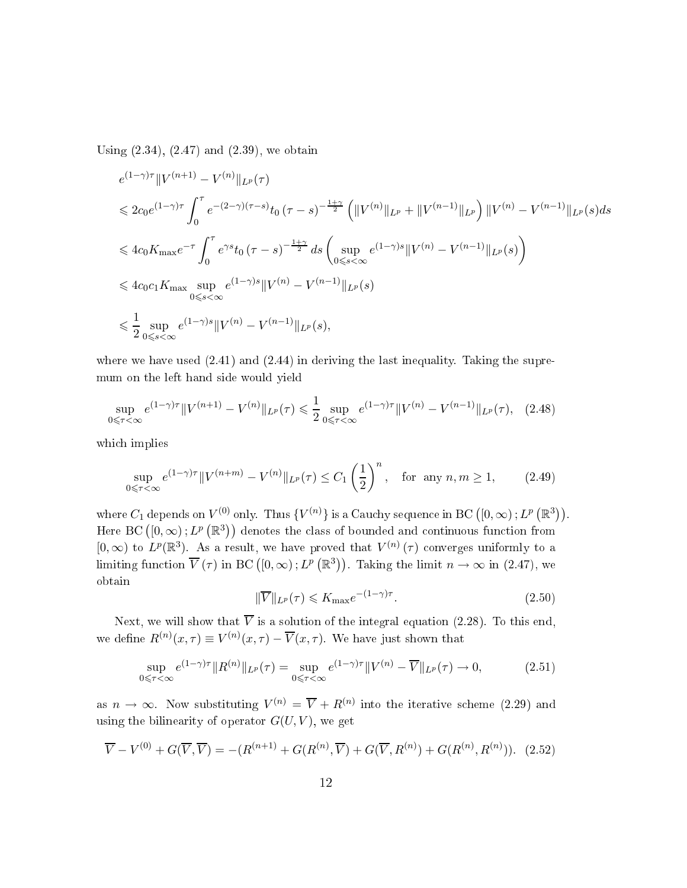Using (2.34), (2.47) and (2.39), we obtain

$$
\begin{aligned}
& e^{(1-\gamma)\tau} \|V^{(n+1)} - V^{(n)}\|_{L^p}(\tau) \\
& \leqslant 2c_0 e^{(1-\gamma)\tau} \int_0^\tau e^{-(2-\gamma)(\tau-s)} t_0 (\tau - s)^{-\frac{1+\gamma}{2}} \left( \|V^{(n)}\|_{L^p} + \|V^{(n-1)}\|_{L^p} \right) \|V^{(n)} - V^{(n-1)}\|_{L^p}(s) ds \\
& \leqslant 4c_0 K_{\max} e^{-\tau} \int_0^\tau e^{\gamma s} t_0 (\tau - s)^{-\frac{1+\gamma}{2}} ds \left( \sup_{0 \leqslant s < \infty} e^{(1-\gamma)s} \|V^{(n)} - V^{(n-1)}\|_{L^p}(s) \right) \\
& \leqslant 4c_0 c_1 K_{\max} \sup_{0 \leqslant s < \infty} e^{(1-\gamma)s} \|V^{(n)} - V^{(n-1)}\|_{L^p}(s) \\
& \leqslant \frac{1}{2} \sup_{0 \leqslant s < \infty} e^{(1-\gamma)s} \|V^{(n)} - V^{(n-1)}\|_{L^p}(s),
\end{aligned}
$$

where we have used (2.41) and (2.44) in deriving the last inequality. Taking the supremum on the left hand side would yield

$$
\sup_{0 \leqslant \tau < \infty} e^{(1-\gamma)\tau} \|V^{(n+1)} - V^{(n)}\|_{L^p}(\tau) \leqslant \frac{1}{2} \sup_{0 \leqslant \tau < \infty} e^{(1-\gamma)\tau} \|V^{(n)} - V^{(n-1)}\|_{L^p}(\tau), \quad (2.48)
$$

which implies

$$
\sup_{0 \leqslant \tau < \infty} e^{(1-\gamma)\tau} \|V^{(n+m)} - V^{(n)}\|_{L^p}(\tau) \leq C_1 \left( \frac{1}{2} \right)^n, \quad \text{for any } n, m \geq 1, \quad (2.49)
$$

where $C_1$ depends on $V^{(0)}$ only. Thus $\{V^{(n)}\}$ is a Cauchy sequence in $\mathrm{BC}\left([0,\infty); L^p\left(\mathbb{R}^3\right)\right)$. Here $\mathrm{BC}\left([0,\infty); L^p\left(\mathbb{R}^3\right)\right)$ denotes the class of bounded and continuous function from $[0,\infty)$ to $L^p(\mathbb{R}^3)$. As a result, we have proved that $V^{(n)}(\tau)$ converges uniformly to a limiting function $\overline{V}(\tau)$ in $\mathrm{BC}\left([0,\infty); L^p\left(\mathbb{R}^3\right)\right)$. Taking the limit $n \to \infty$ in (2.47), we obtain

$$
\|\overline{V}\|_{L^p}(\tau) \leqslant K_{\max} e^{-(1-\gamma)\tau}. \quad (2.50)
$$

Next, we will show that $\overline{V}$ is a solution of the integral equation (2.28). To this end, we define $R^{(n)}(x,\tau) \equiv V^{(n)}(x,\tau) - \overline{V}(x,\tau)$. We have just shown that

$$
\sup_{0 \leqslant \tau < \infty} e^{(1-\gamma)\tau} \|R^{(n)}\|_{L^p}(\tau) = \sup_{0 \leqslant \tau < \infty} e^{(1-\gamma)\tau} \|V^{(n)} - \overline{V}\|_{L^p}(\tau) \to 0, \quad (2.51)
$$

as $n \to \infty$. Now substituting $V^{(n)} = \overline{V} + R^{(n)}$ into the iterative scheme (2.29) and using the bilinearity of operator $G(U,V)$, we get

$$
\overline{V} - V^{(0)} + G(\overline{V}, \overline{V}) = -(R^{(n+1)} + G(R^{(n)}, \overline{V}) + G(\overline{V}, R^{(n)}) + G(R^{(n)}, R^{(n)})). \quad (2.52)
$$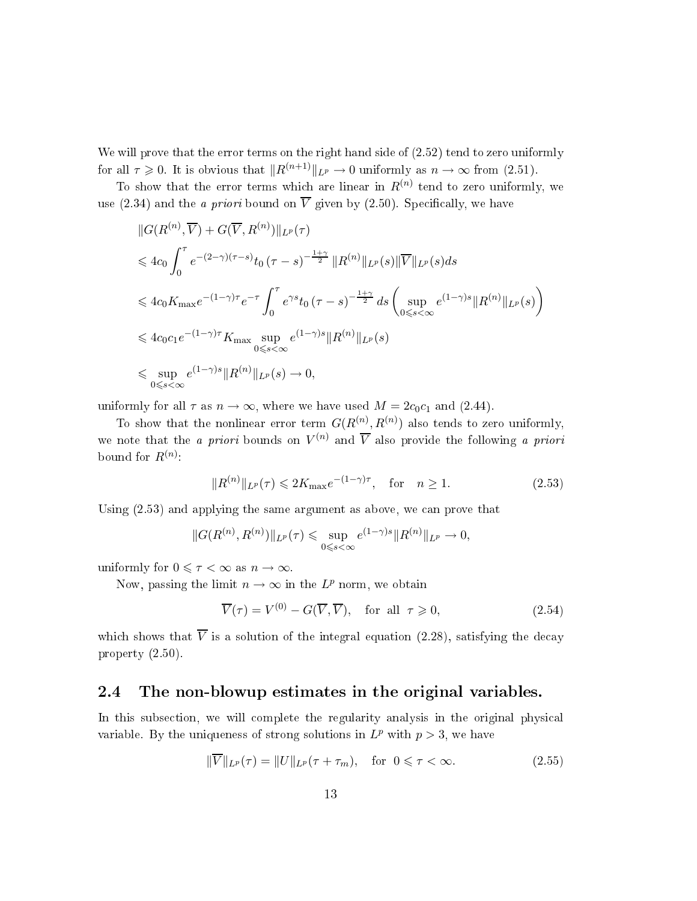We will prove that the error terms on the right hand side of (2.52) tend to zero uniformly for all $\tau \geqslant 0$. It is obvious that $\|R^{(n+1)}\|_{L^p} \to 0$ uniformly as $n \to \infty$ from (2.51).

To show that the error terms which are linear in $R^{(n)}$ tend to zero uniformly, we use (2.34) and the *a priori* bound on $\overline{V}$ given by (2.50). Specifically, we have

$$
\begin{aligned}
&\|G(R^{(n)}, \overline{V}) + G(\overline{V}, R^{(n)})\|_{L^p}(\tau) \\
&\leqslant 4c_0 \int_0^\tau e^{-(2-\gamma)(\tau-s)} t_0\,(\tau-s)^{-\frac{1+\gamma}{2}} \|R^{(n)}\|_{L^p}(s) \|\overline{V}\|_{L^p}(s) ds \\
&\leqslant 4c_0 K_{\max} e^{-(1-\gamma)\tau} e^{-\tau} \int_0^\tau e^{\gamma s} t_0\,(\tau-s)^{-\frac{1+\gamma}{2}} ds \left( \sup_{0 \leqslant s < \infty} e^{(1-\gamma)s} \|R^{(n)}\|_{L^p}(s) \right) \\
&\leqslant 4c_0 c_1 e^{-(1-\gamma)\tau} K_{\max} \sup_{0 \leqslant s < \infty} e^{(1-\gamma)s} \|R^{(n)}\|_{L^p}(s) \\
&\leqslant \sup_{0 \leqslant s < \infty} e^{(1-\gamma)s} \|R^{(n)}\|_{L^p}(s) \to 0,
\end{aligned}
$$

uniformly for all $\tau$ as $n \to \infty$, where we have used $M = 2c_0c_1$ and (2.44).

To show that the nonlinear error term $G(R^{(n)}, R^{(n)})$ also tends to zero uniformly, we note that the *a priori* bounds on $V^{(n)}$ and $\overline{V}$ also provide the following *a priori* bound for $R^{(n)}$:

$$
\|R^{(n)}\|_{L^p}(\tau) \leqslant 2K_{\max} e^{-(1-\gamma)\tau}, \quad \text{for} \quad n \geq 1. \tag{2.53}
$$

Using (2.53) and applying the same argument as above, we can prove that

$$
\|G(R^{(n)}, R^{(n)})\|_{L^p}(\tau) \leqslant \sup_{0 \leqslant s < \infty} e^{(1-\gamma)s} \|R^{(n)}\|_{L^p} \to 0,
$$

uniformly for $0 \leqslant \tau < \infty$ as $n \to \infty$.

Now, passing the limit $n \to \infty$ in the $L^p$ norm, we obtain

$$
\overline{V}(\tau) = V^{(0)} - G(\overline{V}, \overline{V}), \quad \text{for all} \;\; \tau \geqslant 0, \tag{2.54}
$$

which shows that $\overline{V}$ is a solution of the integral equation (2.28), satisfying the decay property (2.50).

## 2.4 The non-blowup estimates in the original variables.

In this subsection, we will complete the regularity analysis in the original physical variable. By the uniqueness of strong solutions in $L^p$ with $p > 3$, we have

$$
\|\overline{V}\|_{L^p}(\tau) = \|U\|_{L^p}(\tau + \tau_m), \quad \text{for} \;\; 0 \leqslant \tau < \infty. \tag{2.55}
$$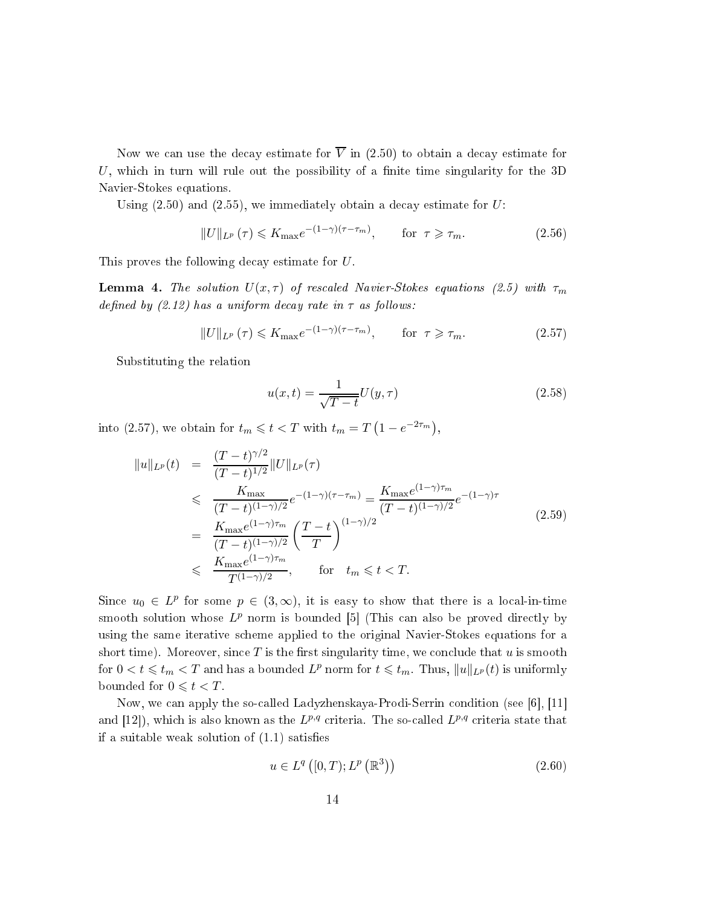Now we can use the decay estimate for $\overline{V}$ in (2.50) to obtain a decay estimate for $U$, which in turn will rule out the possibility of a finite time singularity for the 3D Navier-Stokes equations.

Using (2.50) and (2.55), we immediately obtain a decay estimate for $U$:

$$\|U\|_{L^p}(\tau) \leqslant K_{\max} e^{-(1-\gamma)(\tau-\tau_m)}, \qquad \text{for } \tau \geqslant \tau_m. \tag{2.56}$$

This proves the following decay estimate for $U$.

**Lemma 4.** *The solution $U(x,\tau)$ of rescaled Navier-Stokes equations (2.5) with $\tau_m$ defined by (2.12) has a uniform decay rate in $\tau$ as follows:*

$$\|U\|_{L^p}(\tau) \leqslant K_{\max} e^{-(1-\gamma)(\tau-\tau_m)}, \qquad \text{for } \tau \geqslant \tau_m. \tag{2.57}$$

Substituting the relation

$$u(x,t) = \frac{1}{\sqrt{T-t}} U(y,\tau) \tag{2.58}$$

into (2.57), we obtain for $t_m \leqslant t < T$ with $t_m = T\left(1 - e^{-2\tau_m}\right)$,

$$\begin{aligned}
\|u\|_{L^p}(t) &= \frac{(T-t)^{\gamma/2}}{(T-t)^{1/2}} \|U\|_{L^p}(\tau) \\
&\leqslant \frac{K_{\max}}{(T-t)^{(1-\gamma)/2}} e^{-(1-\gamma)(\tau-\tau_m)} = \frac{K_{\max} e^{(1-\gamma)\tau_m}}{(T-t)^{(1-\gamma)/2}} e^{-(1-\gamma)\tau} \\
&= \frac{K_{\max} e^{(1-\gamma)\tau_m}}{(T-t)^{(1-\gamma)/2}} \left(\frac{T-t}{T}\right)^{(1-\gamma)/2} \\
&\leqslant \frac{K_{\max} e^{(1-\gamma)\tau_m}}{T^{(1-\gamma)/2}}, \qquad \text{for} \quad t_m \leqslant t < T.
\end{aligned} \tag{2.59}$$

Since $u_0 \in L^p$ for some $p \in (3, \infty)$, it is easy to show that there is a local-in-time smooth solution whose $L^p$ norm is bounded [5] (This can also be proved directly by using the same iterative scheme applied to the original Navier-Stokes equations for a short time). Moreover, since $T$ is the first singularity time, we conclude that $u$ is smooth for $0 < t \leqslant t_m < T$ and has a bounded $L^p$ norm for $t \leqslant t_m$. Thus, $\|u\|_{L^p}(t)$ is uniformly bounded for $0 \leqslant t < T$.

Now, we can apply the so-called Ladyzhenskaya-Prodi-Serrin condition (see [6], [11] and [12]), which is also known as the $L^{p,q}$ criteria. The so-called $L^{p,q}$ criteria state that if a suitable weak solution of (1.1) satisfies

$$u \in L^q\left([0,T); L^p\left(\mathbb{R}^3\right)\right) \tag{2.60}$$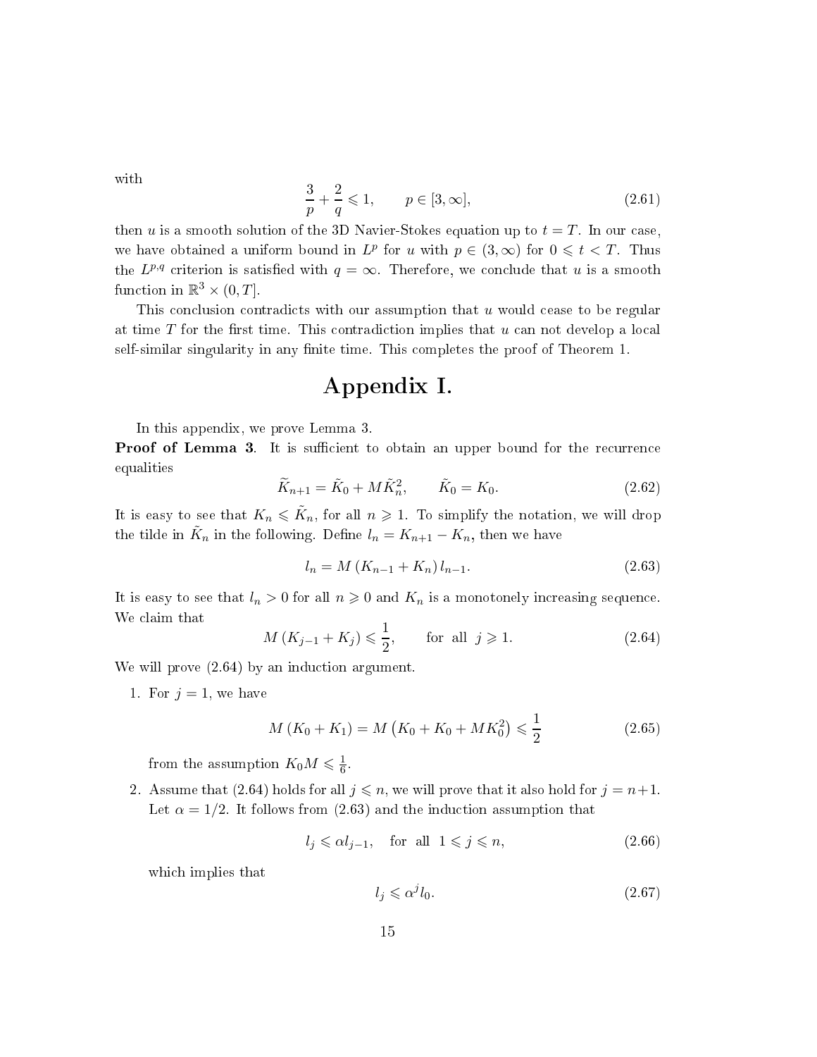with

$$\frac{3}{p} + \frac{2}{q} \leqslant 1, \qquad p \in [3, \infty], \tag{2.61}$$

then $u$ is a smooth solution of the 3D Navier-Stokes equation up to $t = T$. In our case, we have obtained a uniform bound in $L^p$ for $u$ with $p \in (3, \infty)$ for $0 \leqslant t < T$. Thus the $L^{p,q}$ criterion is satisfied with $q = \infty$. Therefore, we conclude that $u$ is a smooth function in $\mathbb{R}^3 \times (0, T]$.

This conclusion contradicts with our assumption that $u$ would cease to be regular at time $T$ for the first time. This contradiction implies that $u$ can not develop a local self-similar singularity in any finite time. This completes the proof of Theorem 1.

# Appendix I.

In this appendix, we prove Lemma 3.

**Proof of Lemma 3**. It is sufficient to obtain an upper bound for the recurrence equalities

$$\widetilde{K}_{n+1} = \tilde{K}_0 + M\tilde{K}_n^2, \qquad \tilde{K}_0 = K_0. \tag{2.62}$$

It is easy to see that $K_n \leqslant \tilde{K}_n$, for all $n \geqslant 1$. To simplify the notation, we will drop the tilde in $\tilde{K}_n$ in the following. Define $l_n = K_{n+1} - K_n$, then we have

$$l_n = M\left(K_{n-1} + K_n\right) l_{n-1}. \tag{2.63}$$

It is easy to see that $l_n > 0$ for all $n \geqslant 0$ and $K_n$ is a monotonely increasing sequence. We claim that

$$M\left(K_{j-1} + K_j\right) \leqslant \frac{1}{2}, \qquad \text{for all} \ \ j \geqslant 1. \tag{2.64}$$

We will prove (2.64) by an induction argument.

1. For $j = 1$, we have

$$M\left(K_0 + K_1\right) = M\left(K_0 + K_0 + MK_0^2\right) \leqslant \frac{1}{2} \tag{2.65}$$

   from the assumption $K_0 M \leqslant \frac{1}{6}$.

2. Assume that (2.64) holds for all $j \leqslant n$, we will prove that it also hold for $j = n+1$. Let $\alpha = 1/2$. It follows from (2.63) and the induction assumption that

$$l_j \leqslant \alpha l_{j-1}, \quad \text{for all} \ \ 1 \leqslant j \leqslant n, \tag{2.66}$$

   which implies that

$$l_j \leqslant \alpha^j l_0. \tag{2.67}$$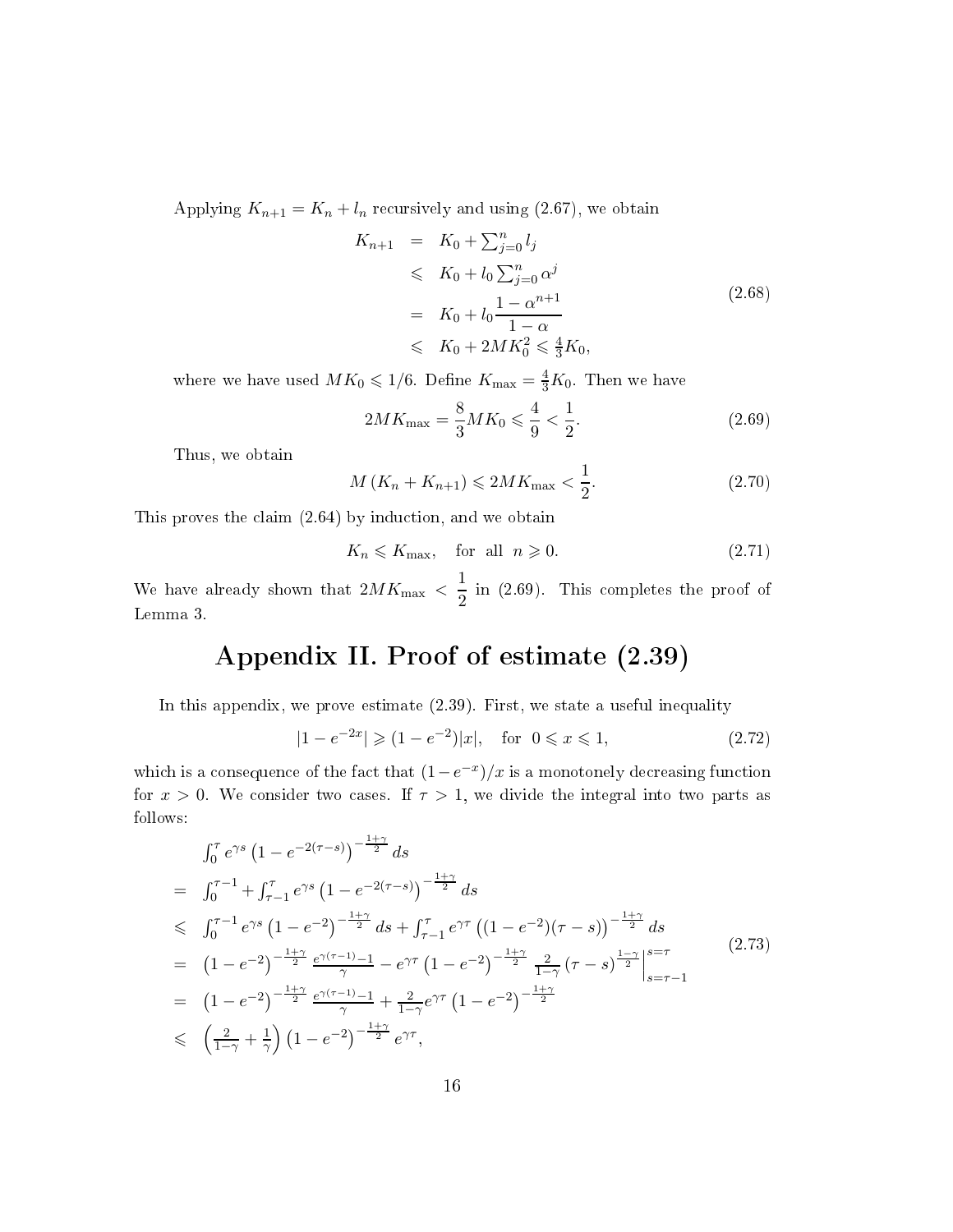Applying $K_{n+1} = K_n + l_n$ recursively and using (2.67), we obtain

$$
\begin{aligned}
K_{n+1} &= K_0 + \textstyle\sum_{j=0}^{n} l_j \\
&\leqslant K_0 + l_0 \textstyle\sum_{j=0}^{n} \alpha^j \\
&= K_0 + l_0 \dfrac{1-\alpha^{n+1}}{1-\alpha} \\
&\leqslant K_0 + 2MK_0^2 \leqslant \tfrac{4}{3}K_0,
\end{aligned}
\tag{2.68}
$$

where we have used $MK_0 \leqslant 1/6$. Define $K_{\max} = \frac{4}{3}K_0$. Then we have

$$
2MK_{\max} = \frac{8}{3}MK_0 \leqslant \frac{4}{9} < \frac{1}{2}. \tag{2.69}
$$

Thus, we obtain

$$
M\left(K_n + K_{n+1}\right) \leqslant 2MK_{\max} < \frac{1}{2}. \tag{2.70}
$$

This proves the claim (2.64) by induction, and we obtain

$$
K_n \leqslant K_{\max}, \quad \text{for all } n \geqslant 0. \tag{2.71}
$$

We have already shown that $2MK_{\max} < \dfrac{1}{2}$ in (2.69). This completes the proof of Lemma 3.

# Appendix II. Proof of estimate (2.39)

In this appendix, we prove estimate (2.39). First, we state a useful inequality

$$
|1 - e^{-2x}| \geqslant (1 - e^{-2})|x|, \quad \text{for } 0 \leqslant x \leqslant 1, \tag{2.72}
$$

which is a consequence of the fact that $(1-e^{-x})/x$ is a monotonely decreasing function for $x > 0$. We consider two cases. If $\tau > 1$, we divide the integral into two parts as follows:

$$
\begin{aligned}
&\int_0^{\tau} e^{\gamma s}\left(1 - e^{-2(\tau-s)}\right)^{-\frac{1+\gamma}{2}} ds \\
= \;& \int_0^{\tau-1} + \int_{\tau-1}^{\tau} e^{\gamma s}\left(1 - e^{-2(\tau-s)}\right)^{-\frac{1+\gamma}{2}} ds \\
\leqslant \;& \int_0^{\tau-1} e^{\gamma s}\left(1 - e^{-2}\right)^{-\frac{1+\gamma}{2}} ds + \int_{\tau-1}^{\tau} e^{\gamma\tau}\left((1 - e^{-2})(\tau - s)\right)^{-\frac{1+\gamma}{2}} ds \\
= \;& \left(1 - e^{-2}\right)^{-\frac{1+\gamma}{2}} \frac{e^{\gamma(\tau-1)}-1}{\gamma} - e^{\gamma\tau}\left(1 - e^{-2}\right)^{-\frac{1+\gamma}{2}} \frac{2}{1-\gamma}\left(\tau - s\right)^{\frac{1-\gamma}{2}}\Big|_{s=\tau-1}^{s=\tau} \\
= \;& \left(1 - e^{-2}\right)^{-\frac{1+\gamma}{2}} \frac{e^{\gamma(\tau-1)}-1}{\gamma} + \frac{2}{1-\gamma} e^{\gamma\tau}\left(1 - e^{-2}\right)^{-\frac{1+\gamma}{2}} \\
\leqslant \;& \left(\frac{2}{1-\gamma} + \frac{1}{\gamma}\right)\left(1 - e^{-2}\right)^{-\frac{1+\gamma}{2}} e^{\gamma\tau},
\end{aligned}
\tag{2.73}
$$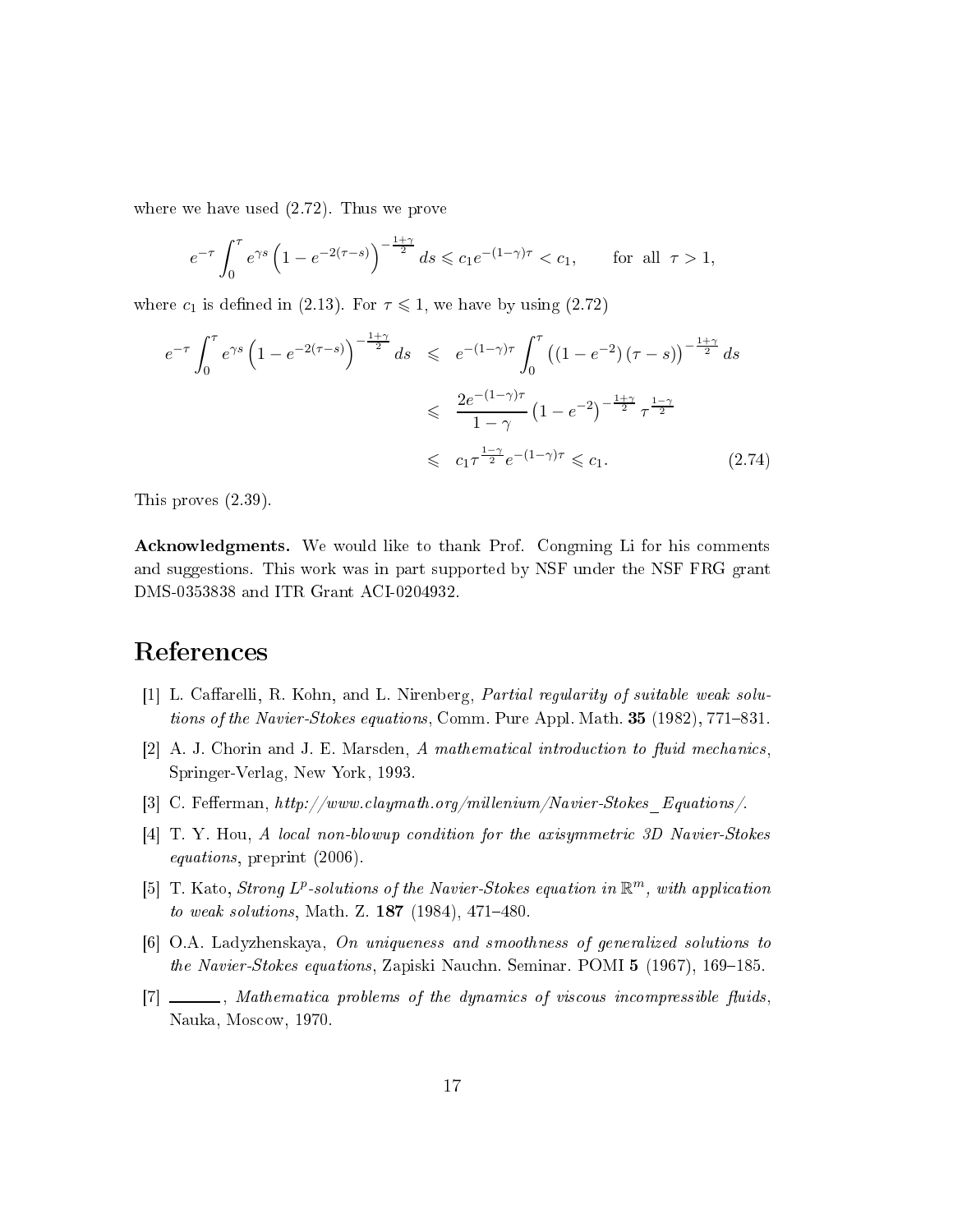where we have used (2.72). Thus we prove

$$e^{-\tau}\int_0^\tau e^{\gamma s}\left(1-e^{-2(\tau-s)}\right)^{-\frac{1+\gamma}{2}} ds \leqslant c_1 e^{-(1-\gamma)\tau} < c_1, \qquad \text{for all } \tau > 1,$$

where $c_1$ is defined in (2.13). For $\tau \leqslant 1$, we have by using (2.72)

$$\begin{aligned} e^{-\tau}\int_0^\tau e^{\gamma s}\left(1-e^{-2(\tau-s)}\right)^{-\frac{1+\gamma}{2}} ds &\leqslant e^{-(1-\gamma)\tau}\int_0^\tau \left(\left(1-e^{-2}\right)(\tau-s)\right)^{-\frac{1+\gamma}{2}} ds \\ &\leqslant \frac{2e^{-(1-\gamma)\tau}}{1-\gamma}\left(1-e^{-2}\right)^{-\frac{1+\gamma}{2}}\tau^{\frac{1-\gamma}{2}} \\ &\leqslant c_1 \tau^{\frac{1-\gamma}{2}} e^{-(1-\gamma)\tau} \leqslant c_1. \end{aligned} \tag{2.74}$$

This proves (2.39).

**Acknowledgments.** We would like to thank Prof. Congming Li for his comments and suggestions. This work was in part supported by NSF under the NSF FRG grant DMS-0353838 and ITR Grant ACI-0204932.

# References

[1] L. Caffarelli, R. Kohn, and L. Nirenberg, *Partial regularity of suitable weak solutions of the Navier-Stokes equations*, Comm. Pure Appl. Math. **35** (1982), 771–831.

[2] A. J. Chorin and J. E. Marsden, *A mathematical introduction to fluid mechanics*, Springer-Verlag, New York, 1993.

[3] C. Fefferman, *http://www.claymath.org/millenium/Navier-Stokes_Equations/*.

[4] T. Y. Hou, *A local non-blowup condition for the axisymmetric 3D Navier-Stokes equations*, preprint (2006).

[5] T. Kato, *Strong $L^p$-solutions of the Navier-Stokes equation in $\mathbb{R}^m$, with application to weak solutions*, Math. Z. **187** (1984), 471–480.

[6] O.A. Ladyzhenskaya, *On uniqueness and smoothness of generalized solutions to the Navier-Stokes equations*, Zapiski Nauchn. Seminar. POMI **5** (1967), 169–185.

[7] ———, *Mathematica problems of the dynamics of viscous incompressible fluids*, Nauka, Moscow, 1970.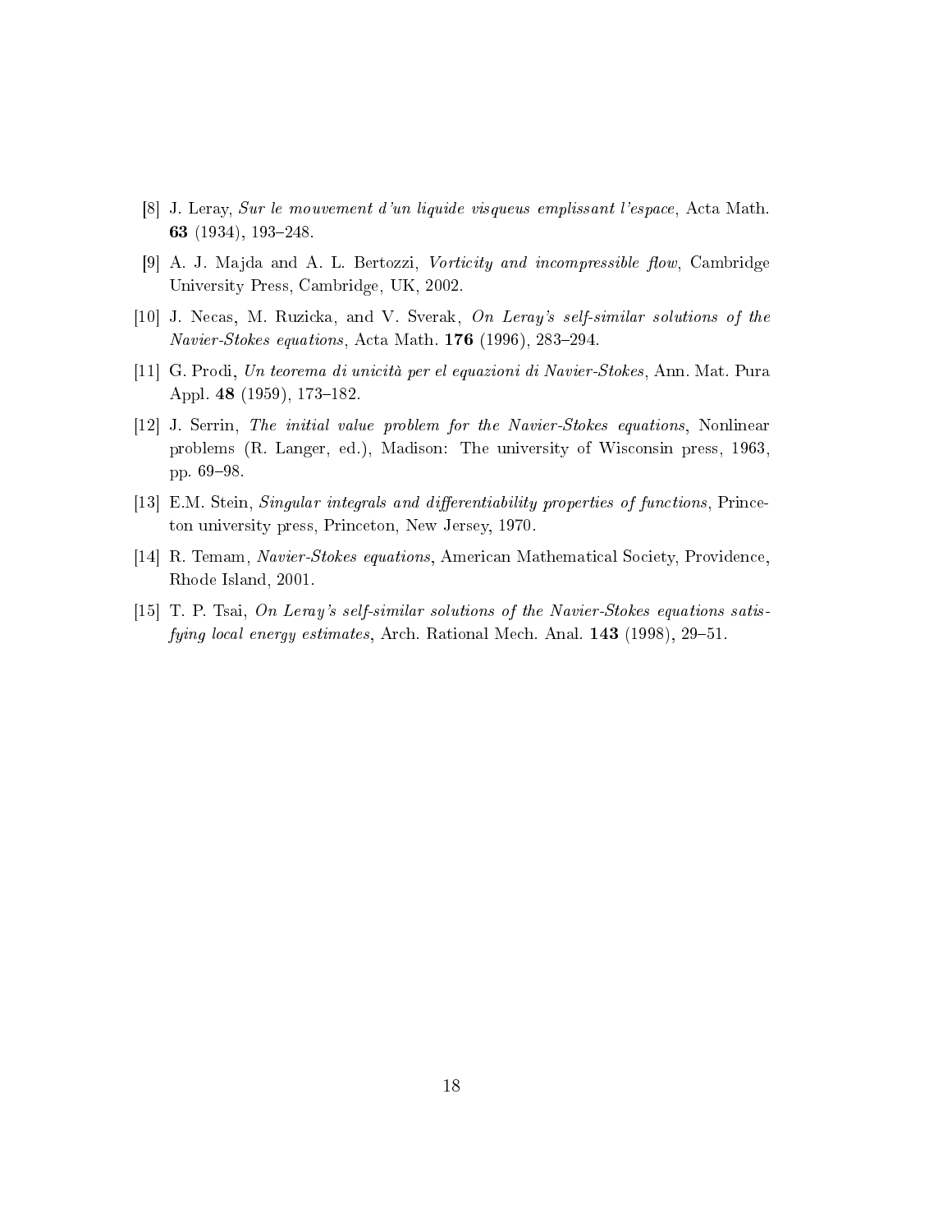[8] J. Leray, *Sur le mouvement d'un liquide visqueus emplissant l'espace*, Acta Math. **63** (1934), 193–248.

[9] A. J. Majda and A. L. Bertozzi, *Vorticity and incompressible flow*, Cambridge University Press, Cambridge, UK, 2002.

[10] J. Necas, M. Ruzicka, and V. Sverak, *On Leray's self-similar solutions of the Navier-Stokes equations*, Acta Math. **176** (1996), 283–294.

[11] G. Prodi, *Un teorema di unicità per el equazioni di Navier-Stokes*, Ann. Mat. Pura Appl. **48** (1959), 173–182.

[12] J. Serrin, *The initial value problem for the Navier-Stokes equations*, Nonlinear problems (R. Langer, ed.), Madison: The university of Wisconsin press, 1963, pp. 69–98.

[13] E.M. Stein, *Singular integrals and differentiability properties of functions*, Princeton university press, Princeton, New Jersey, 1970.

[14] R. Temam, *Navier-Stokes equations*, American Mathematical Society, Providence, Rhode Island, 2001.

[15] T. P. Tsai, *On Leray's self-similar solutions of the Navier-Stokes equations satisfying local energy estimates*, Arch. Rational Mech. Anal. **143** (1998), 29–51.